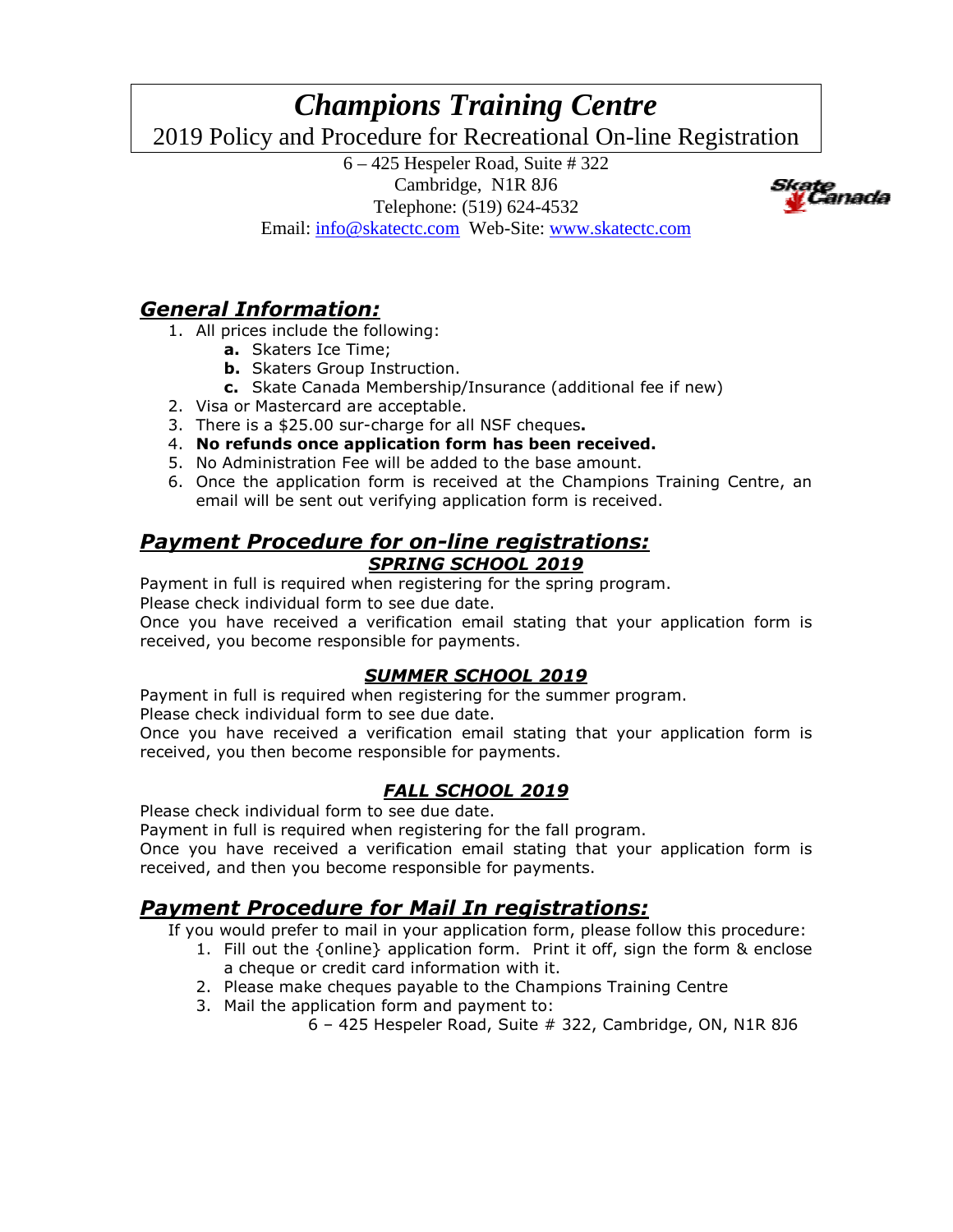# *Champions Training Centre*

## 2019 Policy and Procedure for Recreational On-line Registration

6 – 425 Hespeler Road, Suite # 322
Cambridge, N1R 8J6
Telephone: (519) 624-4532
Email: info@skatectc.com Web-Site: www.skatectc.com

## ***General Information:***

1. All prices include the following:
   - **a.** Skaters Ice Time;
   - **b.** Skaters Group Instruction.
   - **c.** Skate Canada Membership/Insurance (additional fee if new)
2. Visa or Mastercard are acceptable.
3. There is a $25.00 sur-charge for all NSF cheques**.**
4. **No refunds once application form has been received.**
5. No Administration Fee will be added to the base amount.
6. Once the application form is received at the Champions Training Centre, an email will be sent out verifying application form is received.

## ***Payment Procedure for on-line registrations:***

### ***SPRING SCHOOL 2019***

Payment in full is required when registering for the spring program.
Please check individual form to see due date.
Once you have received a verification email stating that your application form is received, you become responsible for payments.

### ***SUMMER SCHOOL 2019***

Payment in full is required when registering for the summer program.
Please check individual form to see due date.
Once you have received a verification email stating that your application form is received, you then become responsible for payments.

### ***FALL SCHOOL 2019***

Please check individual form to see due date.
Payment in full is required when registering for the fall program.
Once you have received a verification email stating that your application form is received, and then you become responsible for payments.

## ***Payment Procedure for Mail In registrations:***

If you would prefer to mail in your application form, please follow this procedure:

1. Fill out the {online} application form. Print it off, sign the form & enclose a cheque or credit card information with it.
2. Please make cheques payable to the Champions Training Centre
3. Mail the application form and payment to:
   6 – 425 Hespeler Road, Suite # 322, Cambridge, ON, N1R 8J6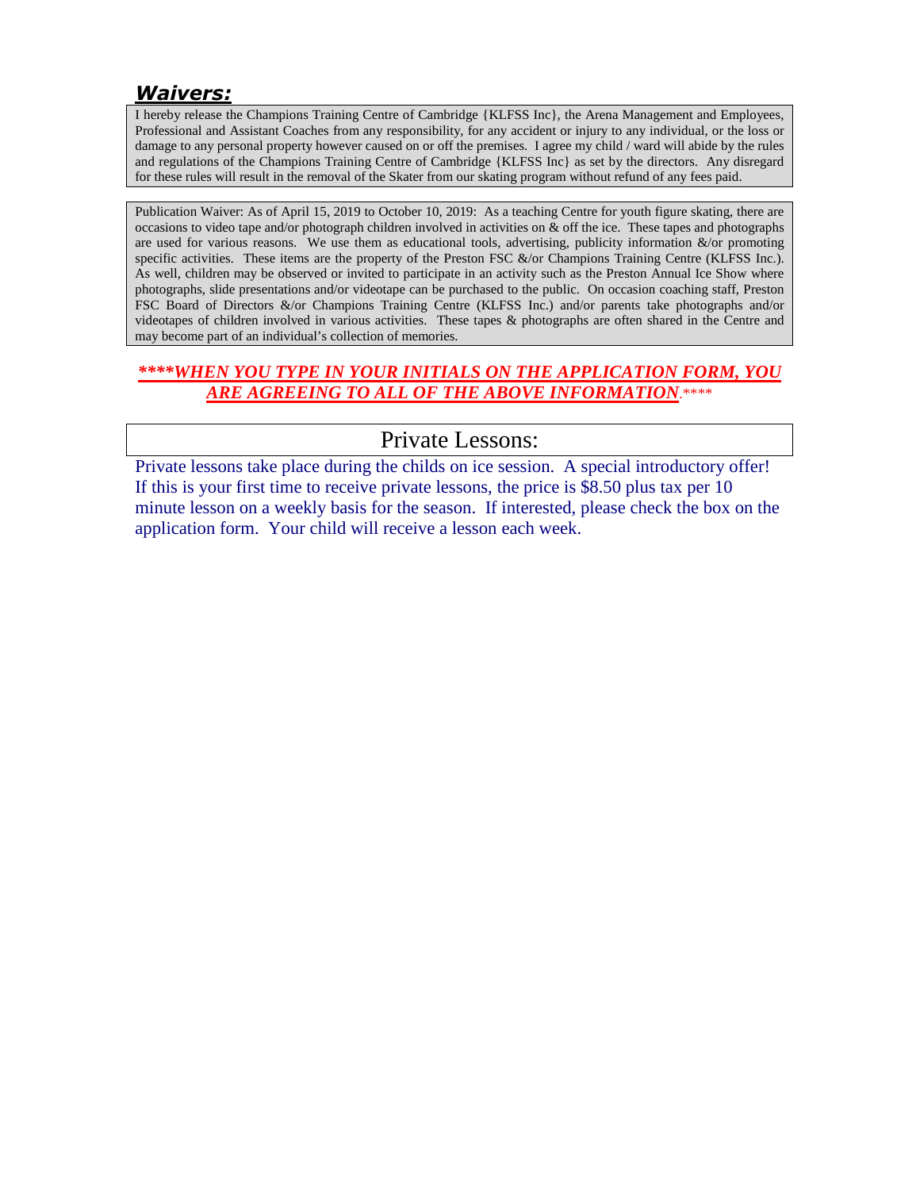## ***Waivers:***

I hereby release the Champions Training Centre of Cambridge {KLFSS Inc}, the Arena Management and Employees, Professional and Assistant Coaches from any responsibility, for any accident or injury to any individual, or the loss or damage to any personal property however caused on or off the premises. I agree my child / ward will abide by the rules and regulations of the Champions Training Centre of Cambridge {KLFSS Inc} as set by the directors. Any disregard for these rules will result in the removal of the Skater from our skating program without refund of any fees paid.

Publication Waiver: As of April 15, 2019 to October 10, 2019: As a teaching Centre for youth figure skating, there are occasions to video tape and/or photograph children involved in activities on & off the ice. These tapes and photographs are used for various reasons. We use them as educational tools, advertising, publicity information &/or promoting specific activities. These items are the property of the Preston FSC &/or Champions Training Centre (KLFSS Inc.). As well, children may be observed or invited to participate in an activity such as the Preston Annual Ice Show where photographs, slide presentations and/or videotape can be purchased to the public. On occasion coaching staff, Preston FSC Board of Directors &/or Champions Training Centre (KLFSS Inc.) and/or parents take photographs and/or videotapes of children involved in various activities. These tapes & photographs are often shared in the Centre and may become part of an individual's collection of memories.

***\*\*\*\*WHEN YOU TYPE IN YOUR INITIALS ON THE APPLICATION FORM, YOU ARE AGREEING TO ALL OF THE ABOVE INFORMATION.\*\*\*\****

## Private Lessons:

Private lessons take place during the childs on ice session. A special introductory offer! If this is your first time to receive private lessons, the price is $8.50 plus tax per 10 minute lesson on a weekly basis for the season. If interested, please check the box on the application form. Your child will receive a lesson each week.